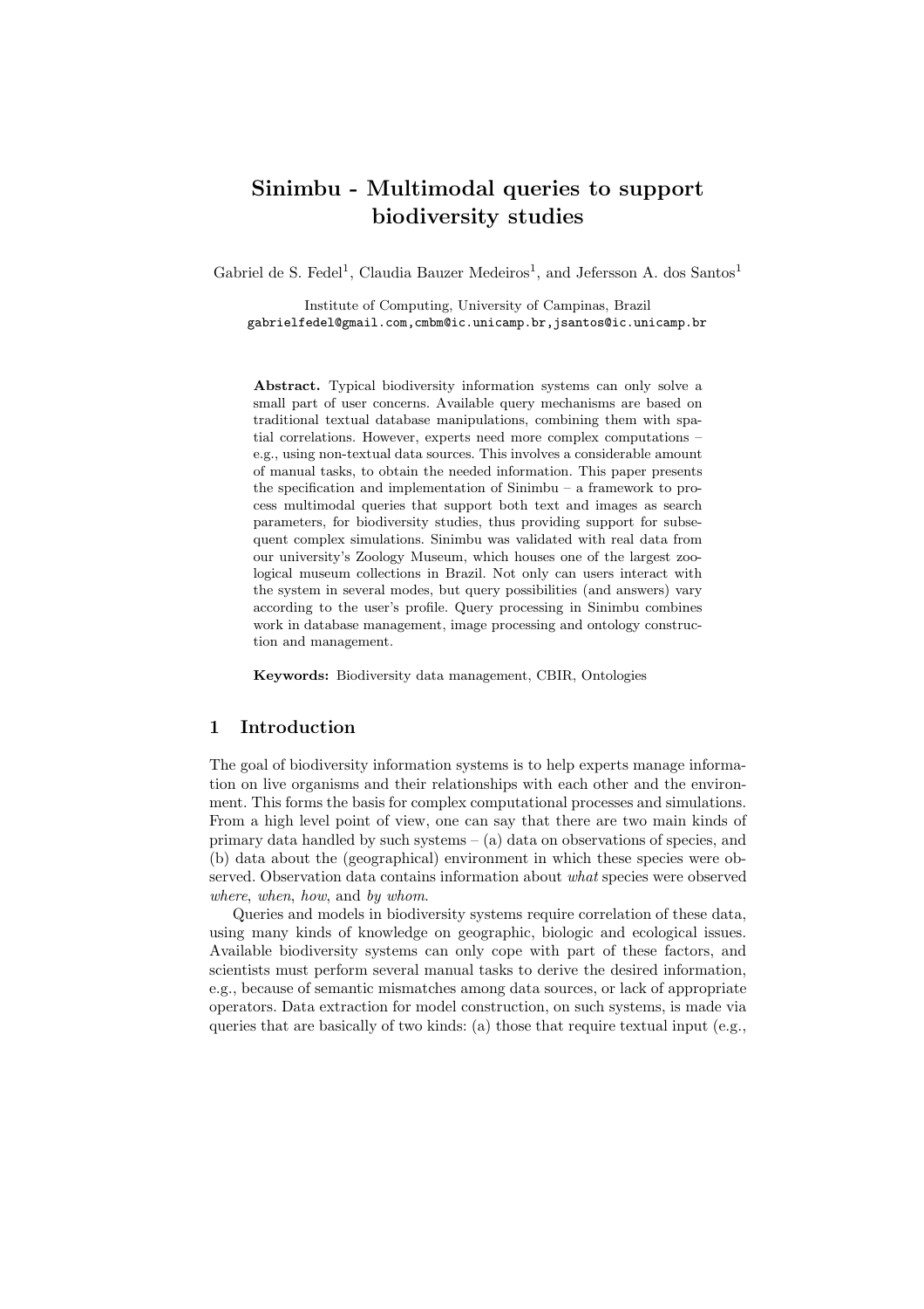# Sinimbu - Multimodal queries to support biodiversity studies

Gabriel de S. Fedel[1], Claudia Bauzer Medeiros[1], and Jefersson A. dos Santos[1]

Institute of Computing, University of Campinas, Brazil
gabrielfedel@gmail.com,cmbm@ic.unicamp.br,jsantos@ic.unicamp.br

**Abstract.** Typical biodiversity information systems can only solve a small part of user concerns. Available query mechanisms are based on traditional textual database manipulations, combining them with spatial correlations. However, experts need more complex computations – e.g., using non-textual data sources. This involves a considerable amount of manual tasks, to obtain the needed information. This paper presents the specification and implementation of Sinimbu – a framework to process multimodal queries that support both text and images as search parameters, for biodiversity studies, thus providing support for subsequent complex simulations. Sinimbu was validated with real data from our university's Zoology Museum, which houses one of the largest zoological museum collections in Brazil. Not only can users interact with the system in several modes, but query possibilities (and answers) vary according to the user's profile. Query processing in Sinimbu combines work in database management, image processing and ontology construction and management.

**Keywords:** Biodiversity data management, CBIR, Ontologies

## 1 Introduction

The goal of biodiversity information systems is to help experts manage information on live organisms and their relationships with each other and the environment. This forms the basis for complex computational processes and simulations. From a high level point of view, one can say that there are two main kinds of primary data handled by such systems – (a) data on observations of species, and (b) data about the (geographical) environment in which these species were observed. Observation data contains information about *what* species were observed *where*, *when*, *how*, and *by whom*.

Queries and models in biodiversity systems require correlation of these data, using many kinds of knowledge on geographic, biologic and ecological issues. Available biodiversity systems can only cope with part of these factors, and scientists must perform several manual tasks to derive the desired information, e.g., because of semantic mismatches among data sources, or lack of appropriate operators. Data extraction for model construction, on such systems, is made via queries that are basically of two kinds: (a) those that require textual input (e.g.,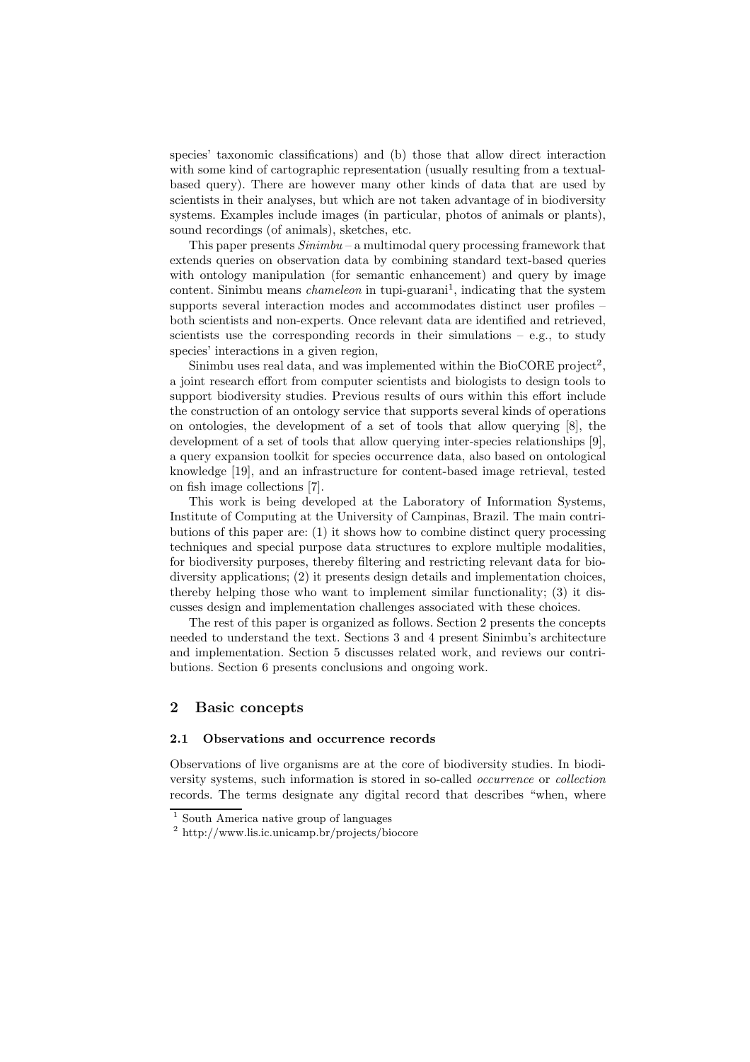species' taxonomic classifications) and (b) those that allow direct interaction with some kind of cartographic representation (usually resulting from a textual-based query). There are however many other kinds of data that are used by scientists in their analyses, but which are not taken advantage of in biodiversity systems. Examples include images (in particular, photos of animals or plants), sound recordings (of animals), sketches, etc.

This paper presents *Sinimbu* – a multimodal query processing framework that extends queries on observation data by combining standard text-based queries with ontology manipulation (for semantic enhancement) and query by image content. Sinimbu means *chameleon* in tupi-guarani[1], indicating that the system supports several interaction modes and accommodates distinct user profiles – both scientists and non-experts. Once relevant data are identified and retrieved, scientists use the corresponding records in their simulations – e.g., to study species' interactions in a given region,

Sinimbu uses real data, and was implemented within the BioCORE project[2], a joint research effort from computer scientists and biologists to design tools to support biodiversity studies. Previous results of ours within this effort include the construction of an ontology service that supports several kinds of operations on ontologies, the development of a set of tools that allow querying [8], the development of a set of tools that allow querying inter-species relationships [9], a query expansion toolkit for species occurrence data, also based on ontological knowledge [19], and an infrastructure for content-based image retrieval, tested on fish image collections [7].

This work is being developed at the Laboratory of Information Systems, Institute of Computing at the University of Campinas, Brazil. The main contributions of this paper are: (1) it shows how to combine distinct query processing techniques and special purpose data structures to explore multiple modalities, for biodiversity purposes, thereby filtering and restricting relevant data for biodiversity applications; (2) it presents design details and implementation choices, thereby helping those who want to implement similar functionality; (3) it discusses design and implementation challenges associated with these choices.

The rest of this paper is organized as follows. Section 2 presents the concepts needed to understand the text. Sections 3 and 4 present Sinimbu's architecture and implementation. Section 5 discusses related work, and reviews our contributions. Section 6 presents conclusions and ongoing work.

## 2 Basic concepts

### 2.1 Observations and occurrence records

Observations of live organisms are at the core of biodiversity studies. In biodiversity systems, such information is stored in so-called *occurrence* or *collection* records. The terms designate any digital record that describes "when, where

[1] South America native group of languages

[2] http://www.lis.ic.unicamp.br/projects/biocore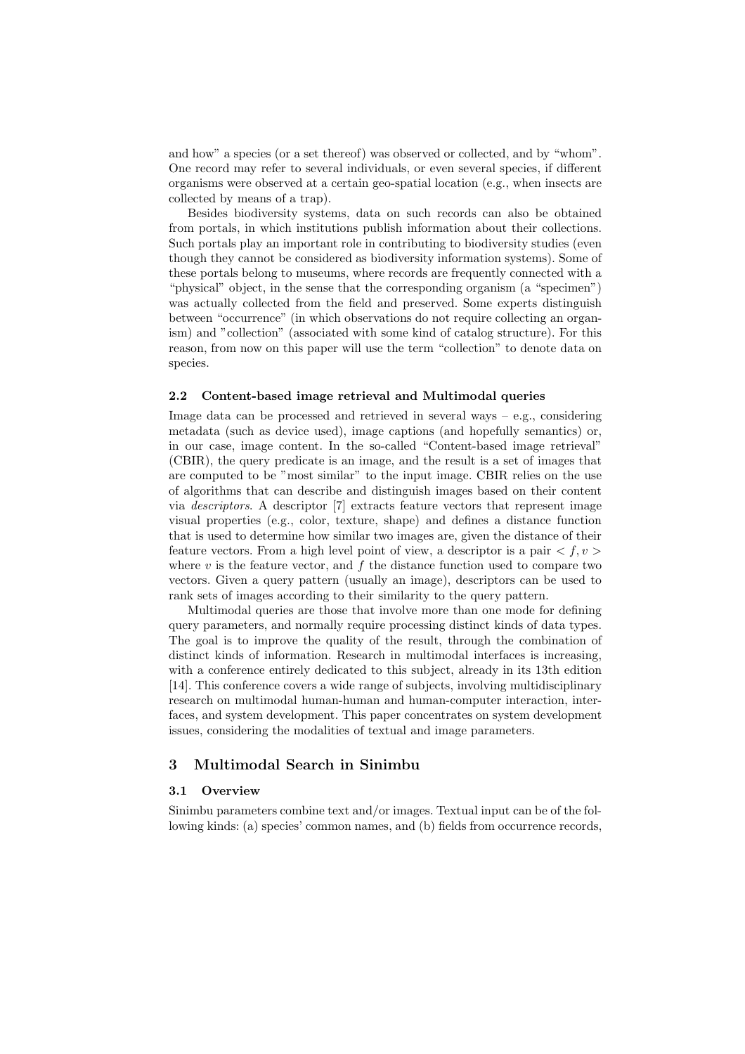and how" a species (or a set thereof) was observed or collected, and by "whom". One record may refer to several individuals, or even several species, if different organisms were observed at a certain geo-spatial location (e.g., when insects are collected by means of a trap).

Besides biodiversity systems, data on such records can also be obtained from portals, in which institutions publish information about their collections. Such portals play an important role in contributing to biodiversity studies (even though they cannot be considered as biodiversity information systems). Some of these portals belong to museums, where records are frequently connected with a "physical" object, in the sense that the corresponding organism (a "specimen") was actually collected from the field and preserved. Some experts distinguish between "occurrence" (in which observations do not require collecting an organism) and "collection" (associated with some kind of catalog structure). For this reason, from now on this paper will use the term "collection" to denote data on species.

### 2.2 Content-based image retrieval and Multimodal queries

Image data can be processed and retrieved in several ways – e.g., considering metadata (such as device used), image captions (and hopefully semantics) or, in our case, image content. In the so-called "Content-based image retrieval" (CBIR), the query predicate is an image, and the result is a set of images that are computed to be "most similar" to the input image. CBIR relies on the use of algorithms that can describe and distinguish images based on their content via *descriptors*. A descriptor [7] extracts feature vectors that represent image visual properties (e.g., color, texture, shape) and defines a distance function that is used to determine how similar two images are, given the distance of their feature vectors. From a high level point of view, a descriptor is a pair $< f, v >$ where $v$ is the feature vector, and $f$ the distance function used to compare two vectors. Given a query pattern (usually an image), descriptors can be used to rank sets of images according to their similarity to the query pattern.

Multimodal queries are those that involve more than one mode for defining query parameters, and normally require processing distinct kinds of data types. The goal is to improve the quality of the result, through the combination of distinct kinds of information. Research in multimodal interfaces is increasing, with a conference entirely dedicated to this subject, already in its 13th edition [14]. This conference covers a wide range of subjects, involving multidisciplinary research on multimodal human-human and human-computer interaction, interfaces, and system development. This paper concentrates on system development issues, considering the modalities of textual and image parameters.

## 3 Multimodal Search in Sinimbu

### 3.1 Overview

Sinimbu parameters combine text and/or images. Textual input can be of the following kinds: (a) species' common names, and (b) fields from occurrence records,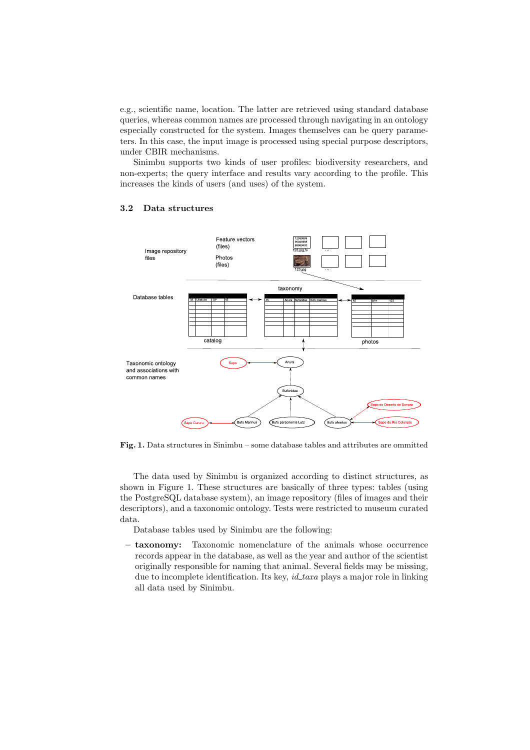e.g., scientific name, location. The latter are retrieved using standard database queries, whereas common names are processed through navigating in an ontology especially constructed for the system. Images themselves can be query parameters. In this case, the input image is processed using special purpose descriptors, under CBIR mechanisms.

Sinimbu supports two kinds of user profiles: biodiversity researchers, and non-experts; the query interface and results vary according to the profile. This increases the kinds of users (and uses) of the system.

### 3.2 Data structures

**Fig. 1.** Data structures in Sinimbu – some database tables and attributes are ommitted

The data used by Sinimbu is organized according to distinct structures, as shown in Figure 1. These structures are basically of three types: tables (using the PostgreSQL database system), an image repository (files of images and their descriptors), and a taxonomic ontology. Tests were restricted to museum curated data.

Database tables used by Sinimbu are the following:

- **taxonomy:** Taxonomic nomenclature of the animals whose occurrence records appear in the database, as well as the year and author of the scientist originally responsible for naming that animal. Several fields may be missing, due to incomplete identification. Its key, *id_taxa* plays a major role in linking all data used by Sinimbu.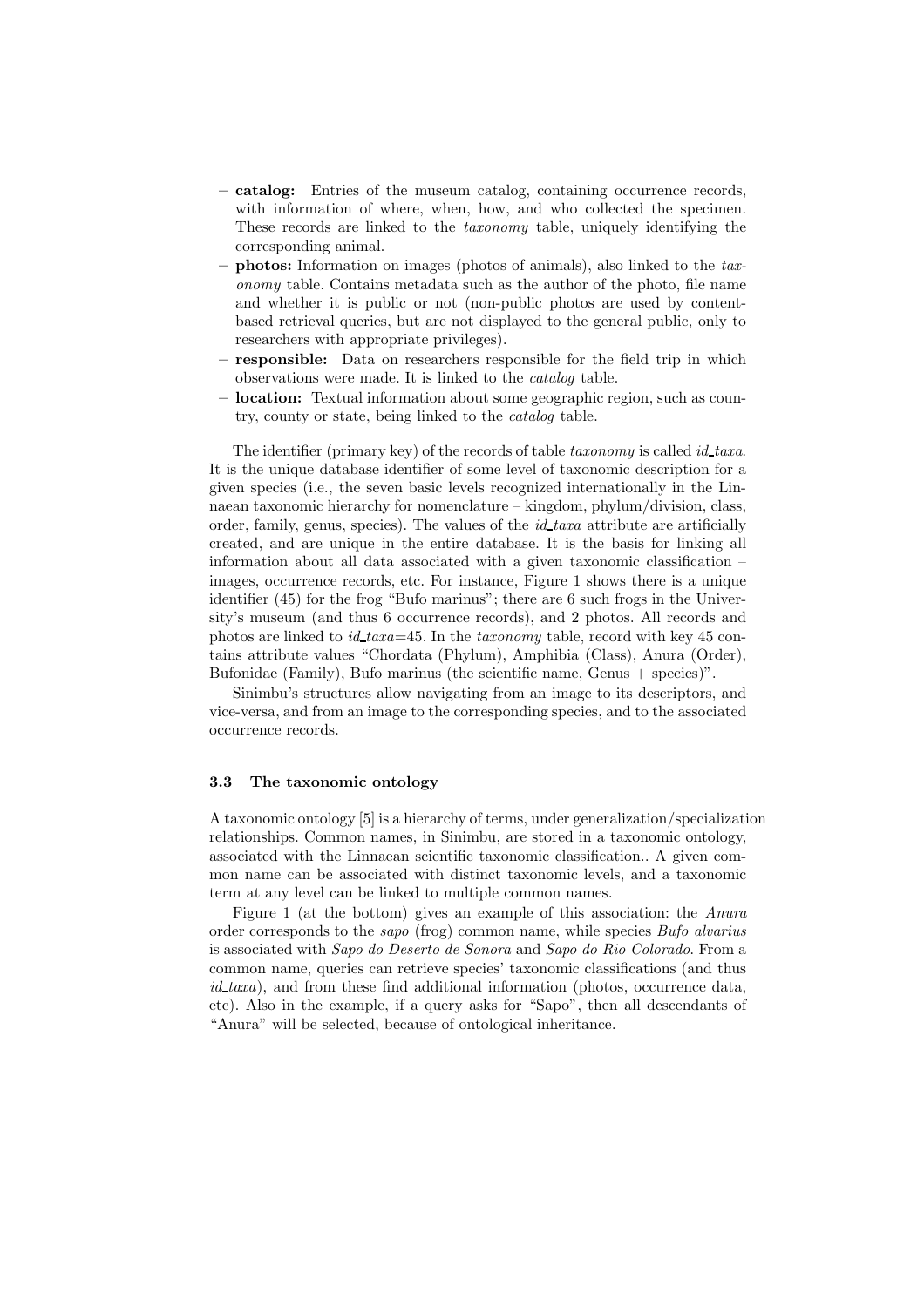- **catalog:** Entries of the museum catalog, containing occurrence records, with information of where, when, how, and who collected the specimen. These records are linked to the *taxonomy* table, uniquely identifying the corresponding animal.
- **photos:** Information on images (photos of animals), also linked to the *taxonomy* table. Contains metadata such as the author of the photo, file name and whether it is public or not (non-public photos are used by content-based retrieval queries, but are not displayed to the general public, only to researchers with appropriate privileges).
- **responsible:** Data on researchers responsible for the field trip in which observations were made. It is linked to the *catalog* table.
- **location:** Textual information about some geographic region, such as country, county or state, being linked to the *catalog* table.

The identifier (primary key) of the records of table *taxonomy* is called *id_taxa*. It is the unique database identifier of some level of taxonomic description for a given species (i.e., the seven basic levels recognized internationally in the Linnaean taxonomic hierarchy for nomenclature – kingdom, phylum/division, class, order, family, genus, species). The values of the *id_taxa* attribute are artificially created, and are unique in the entire database. It is the basis for linking all information about all data associated with a given taxonomic classification – images, occurrence records, etc. For instance, Figure 1 shows there is a unique identifier (45) for the frog "Bufo marinus"; there are 6 such frogs in the University's museum (and thus 6 occurrence records), and 2 photos. All records and photos are linked to *id_taxa*=45. In the *taxonomy* table, record with key 45 contains attribute values "Chordata (Phylum), Amphibia (Class), Anura (Order), Bufonidae (Family), Bufo marinus (the scientific name, Genus + species)".

Sinimbu's structures allow navigating from an image to its descriptors, and vice-versa, and from an image to the corresponding species, and to the associated occurrence records.

### 3.3 The taxonomic ontology

A taxonomic ontology [5] is a hierarchy of terms, under generalization/specialization relationships. Common names, in Sinimbu, are stored in a taxonomic ontology, associated with the Linnaean scientific taxonomic classification.. A given common name can be associated with distinct taxonomic levels, and a taxonomic term at any level can be linked to multiple common names.

Figure 1 (at the bottom) gives an example of this association: the *Anura* order corresponds to the *sapo* (frog) common name, while species *Bufo alvarius* is associated with *Sapo do Deserto de Sonora* and *Sapo do Rio Colorado*. From a common name, queries can retrieve species' taxonomic classifications (and thus *id_taxa*), and from these find additional information (photos, occurrence data, etc). Also in the example, if a query asks for "Sapo", then all descendants of "Anura" will be selected, because of ontological inheritance.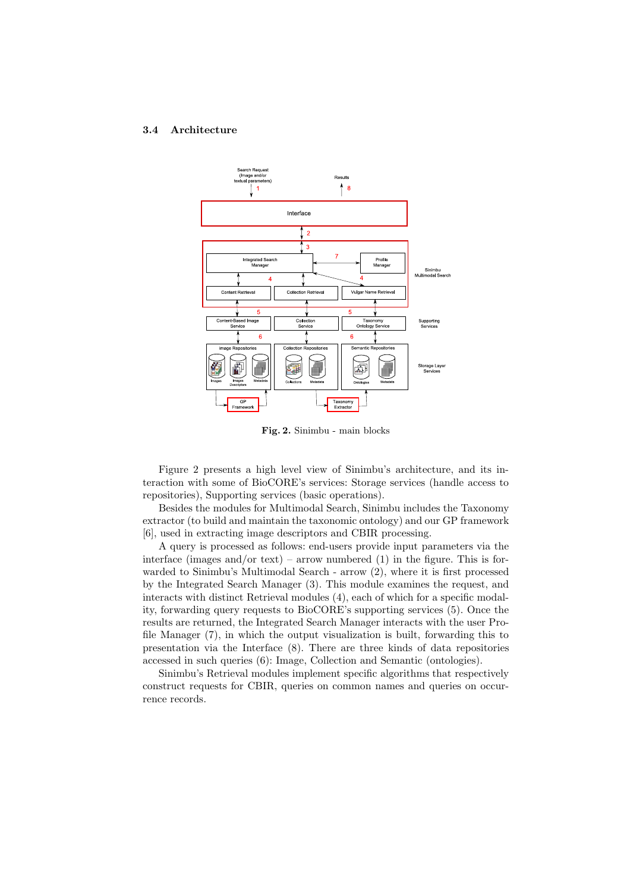### 3.4 Architecture

**Fig. 2.** Sinimbu - main blocks

Figure 2 presents a high level view of Sinimbu's architecture, and its interaction with some of BioCORE's services: Storage services (handle access to repositories), Supporting services (basic operations).

Besides the modules for Multimodal Search, Sinimbu includes the Taxonomy extractor (to build and maintain the taxonomic ontology) and our GP framework [6], used in extracting image descriptors and CBIR processing.

A query is processed as follows: end-users provide input parameters via the interface (images and/or text) – arrow numbered (1) in the figure. This is forwarded to Sinimbu's Multimodal Search - arrow (2), where it is first processed by the Integrated Search Manager (3). This module examines the request, and interacts with distinct Retrieval modules (4), each of which for a specific modality, forwarding query requests to BioCORE's supporting services (5). Once the results are returned, the Integrated Search Manager interacts with the user Profile Manager (7), in which the output visualization is built, forwarding this to presentation via the Interface (8). There are three kinds of data repositories accessed in such queries (6): Image, Collection and Semantic (ontologies).

Sinimbu's Retrieval modules implement specific algorithms that respectively construct requests for CBIR, queries on common names and queries on occurrence records.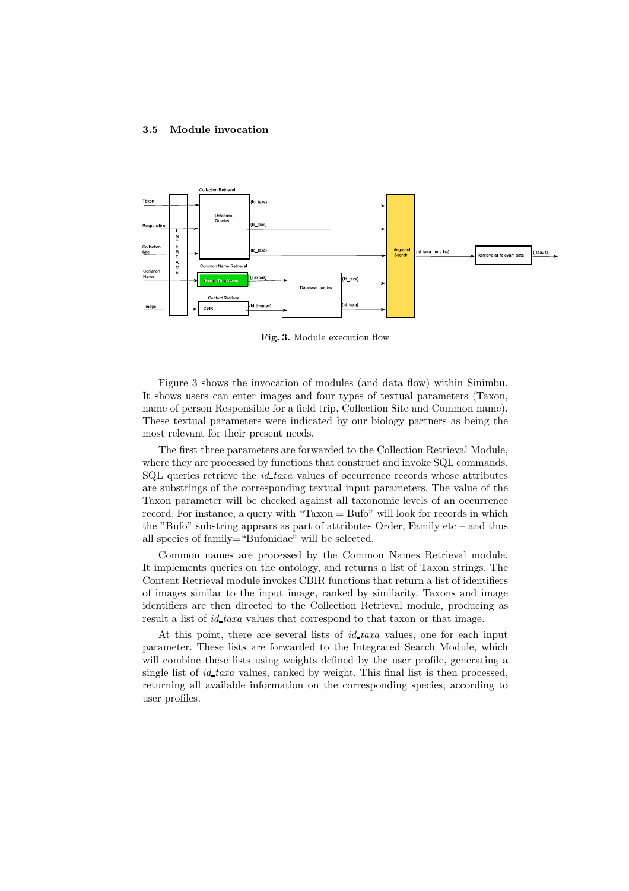### 3.5 Module invocation

**Fig. 3.** Module execution flow

Figure 3 shows the invocation of modules (and data flow) within Sinimbu. It shows users can enter images and four types of textual parameters (Taxon, name of person Responsible for a field trip, Collection Site and Common name). These textual parameters were indicated by our biology partners as being the most relevant for their present needs.

The first three parameters are forwarded to the Collection Retrieval Module, where they are processed by functions that construct and invoke SQL commands. SQL queries retrieve the *id_taxa* values of occurrence records whose attributes are substrings of the corresponding textual input parameters. The value of the Taxon parameter will be checked against all taxonomic levels of an occurrence record. For instance, a query with "Taxon = Bufo" will look for records in which the "Bufo" substring appears as part of attributes Order, Family etc – and thus all species of family="Bufonidae" will be selected.

Common names are processed by the Common Names Retrieval module. It implements queries on the ontology, and returns a list of Taxon strings. The Content Retrieval module invokes CBIR functions that return a list of identifiers of images similar to the input image, ranked by similarity. Taxons and image identifiers are then directed to the Collection Retrieval module, producing as result a list of *id_taxa* values that correspond to that taxon or that image.

At this point, there are several lists of *id_taxa* values, one for each input parameter. These lists are forwarded to the Integrated Search Module, which will combine these lists using weights defined by the user profile, generating a single list of *id_taxa* values, ranked by weight. This final list is then processed, returning all available information on the corresponding species, according to user profiles.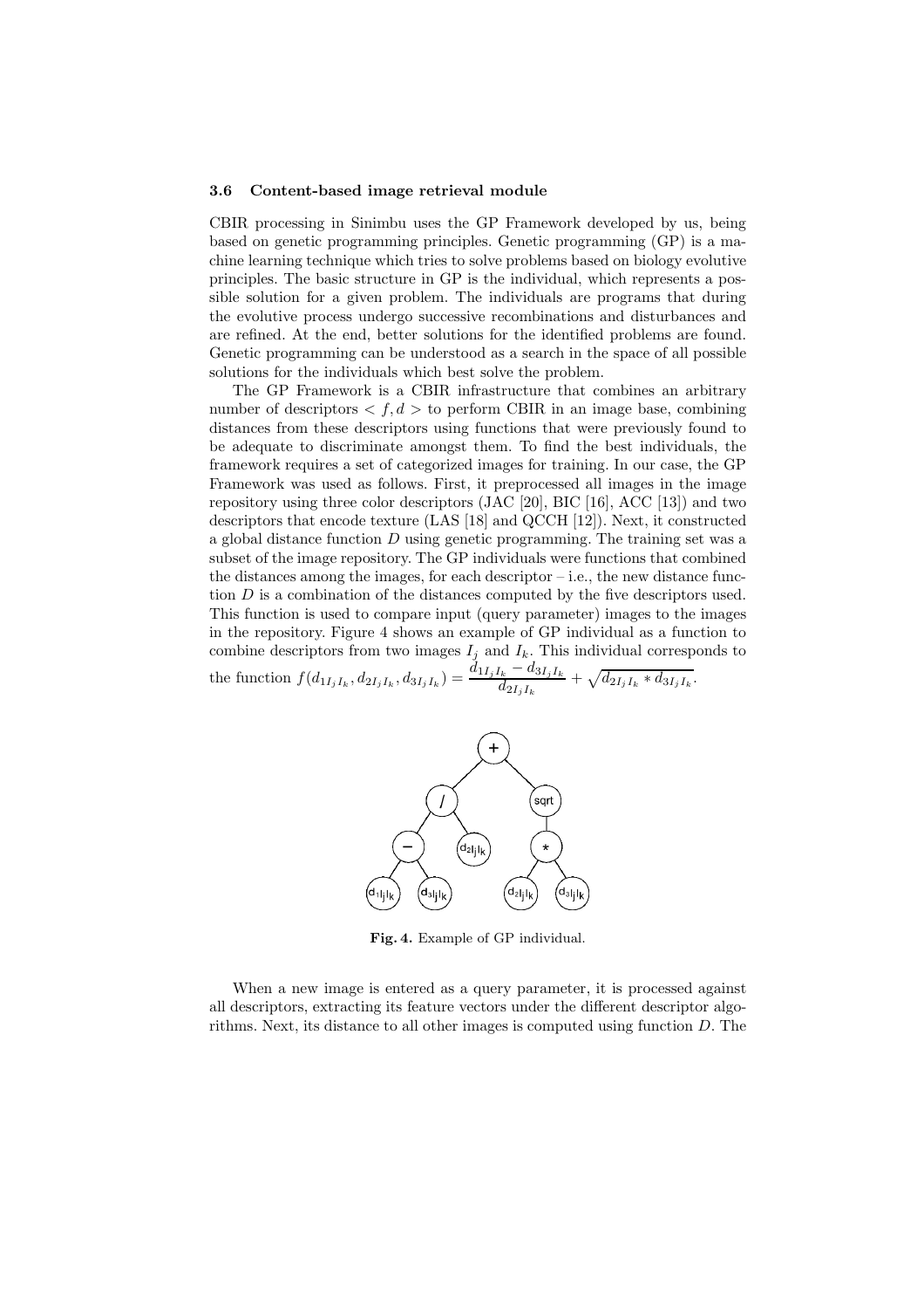### 3.6 Content-based image retrieval module

CBIR processing in Sinimbu uses the GP Framework developed by us, being based on genetic programming principles. Genetic programming (GP) is a machine learning technique which tries to solve problems based on biology evolutive principles. The basic structure in GP is the individual, which represents a possible solution for a given problem. The individuals are programs that during the evolutive process undergo successive recombinations and disturbances and are refined. At the end, better solutions for the identified problems are found. Genetic programming can be understood as a search in the space of all possible solutions for the individuals which best solve the problem.

The GP Framework is a CBIR infrastructure that combines an arbitrary number of descriptors $< f, d >$ to perform CBIR in an image base, combining distances from these descriptors using functions that were previously found to be adequate to discriminate amongst them. To find the best individuals, the framework requires a set of categorized images for training. In our case, the GP Framework was used as follows. First, it preprocessed all images in the image repository using three color descriptors (JAC [20], BIC [16], ACC [13]) and two descriptors that encode texture (LAS [18] and QCCH [12]). Next, it constructed a global distance function $D$ using genetic programming. The training set was a subset of the image repository. The GP individuals were functions that combined the distances among the images, for each descriptor – i.e., the new distance function $D$ is a combination of the distances computed by the five descriptors used. This function is used to compare input (query parameter) images to the images in the repository. Figure 4 shows an example of GP individual as a function to combine descriptors from two images $I_j$ and $I_k$. This individual corresponds to the function $f(d_{1I_jI_k}, d_{2I_jI_k}, d_{3I_jI_k}) = \dfrac{d_{1I_jI_k} - d_{3I_jI_k}}{d_{2I_jI_k}} + \sqrt{d_{2I_jI_k} * d_{3I_jI_k}}$.

+
/
sqrt
−
$d_{2I_jI_k}$
*
$d_{1I_jI_k}$
$d_{3I_jI_k}$
$d_{2I_jI_k}$
$d_{3I_jI_k}$

**Fig. 4.** Example of GP individual.

When a new image is entered as a query parameter, it is processed against all descriptors, extracting its feature vectors under the different descriptor algorithms. Next, its distance to all other images is computed using function $D$. The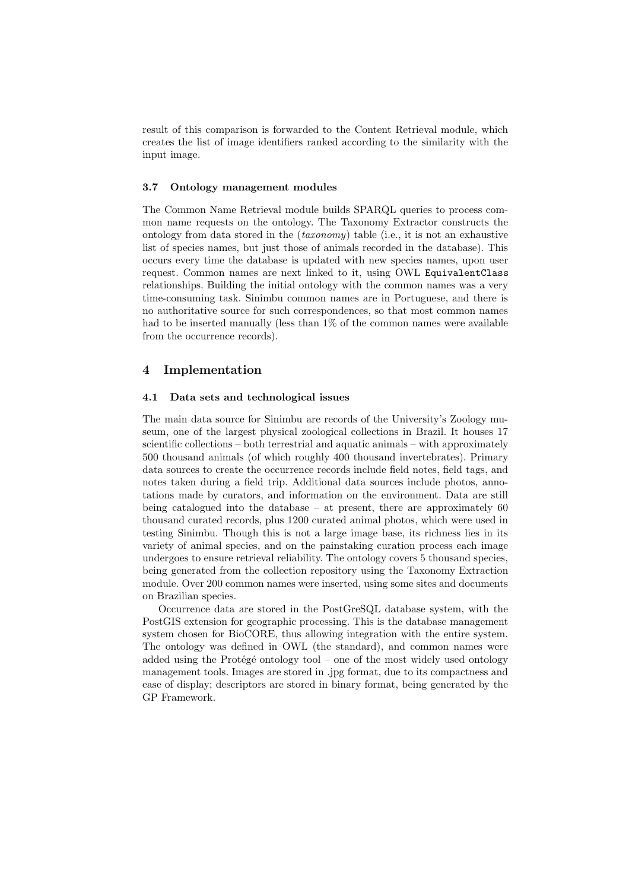result of this comparison is forwarded to the Content Retrieval module, which creates the list of image identifiers ranked according to the similarity with the input image.

### 3.7 Ontology management modules

The Common Name Retrieval module builds SPARQL queries to process common name requests on the ontology. The Taxonomy Extractor constructs the ontology from data stored in the (*taxonomy*) table (i.e., it is not an exhaustive list of species names, but just those of animals recorded in the database). This occurs every time the database is updated with new species names, upon user request. Common names are next linked to it, using OWL `EquivalentClass` relationships. Building the initial ontology with the common names was a very time-consuming task. Sinimbu common names are in Portuguese, and there is no authoritative source for such correspondences, so that most common names had to be inserted manually (less than 1% of the common names were available from the occurrence records).

## 4 Implementation

### 4.1 Data sets and technological issues

The main data source for Sinimbu are records of the University's Zoology museum, one of the largest physical zoological collections in Brazil. It houses 17 scientific collections – both terrestrial and aquatic animals – with approximately 500 thousand animals (of which roughly 400 thousand invertebrates). Primary data sources to create the occurrence records include field notes, field tags, and notes taken during a field trip. Additional data sources include photos, annotations made by curators, and information on the environment. Data are still being catalogued into the database – at present, there are approximately 60 thousand curated records, plus 1200 curated animal photos, which were used in testing Sinimbu. Though this is not a large image base, its richness lies in its variety of animal species, and on the painstaking curation process each image undergoes to ensure retrieval reliability. The ontology covers 5 thousand species, being generated from the collection repository using the Taxonomy Extraction module. Over 200 common names were inserted, using some sites and documents on Brazilian species.

Occurrence data are stored in the PostGreSQL database system, with the PostGIS extension for geographic processing. This is the database management system chosen for BioCORE, thus allowing integration with the entire system. The ontology was defined in OWL (the standard), and common names were added using the Protégé ontology tool – one of the most widely used ontology management tools. Images are stored in .jpg format, due to its compactness and ease of display; descriptors are stored in binary format, being generated by the GP Framework.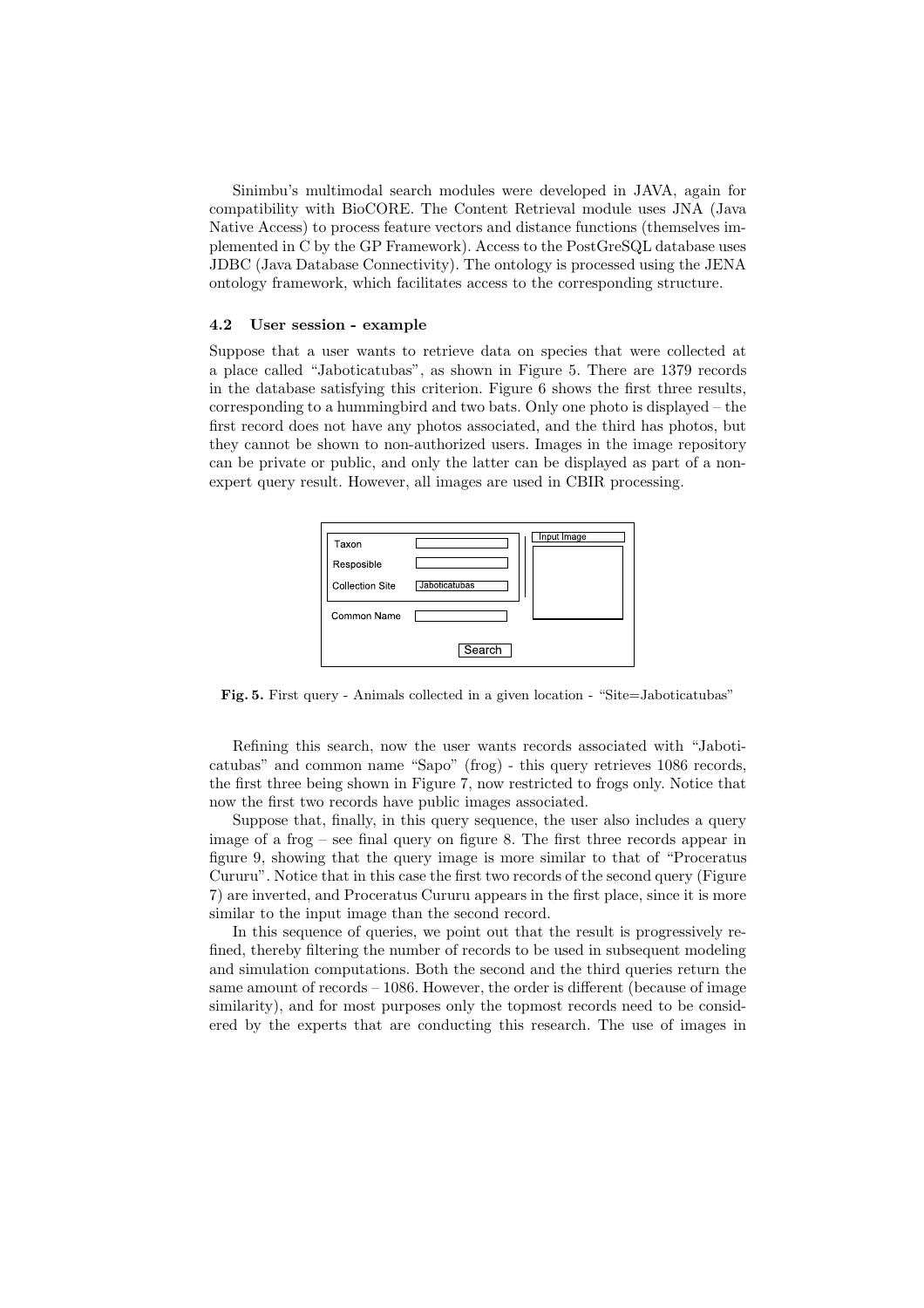Sinimbu's multimodal search modules were developed in JAVA, again for compatibility with BioCORE. The Content Retrieval module uses JNA (Java Native Access) to process feature vectors and distance functions (themselves implemented in C by the GP Framework). Access to the PostGreSQL database uses JDBC (Java Database Connectivity). The ontology is processed using the JENA ontology framework, which facilitates access to the corresponding structure.

### 4.2 User session - example

Suppose that a user wants to retrieve data on species that were collected at a place called "Jaboticatubas", as shown in Figure 5. There are 1379 records in the database satisfying this criterion. Figure 6 shows the first three results, corresponding to a hummingbird and two bats. Only one photo is displayed – the first record does not have any photos associated, and the third has photos, but they cannot be shown to non-authorized users. Images in the image repository can be private or public, and only the latter can be displayed as part of a non-expert query result. However, all images are used in CBIR processing.

**Fig. 5.** First query - Animals collected in a given location - "Site=Jaboticatubas"

Refining this search, now the user wants records associated with "Jaboticatubas" and common name "Sapo" (frog) - this query retrieves 1086 records, the first three being shown in Figure 7, now restricted to frogs only. Notice that now the first two records have public images associated.

Suppose that, finally, in this query sequence, the user also includes a query image of a frog – see final query on figure 8. The first three records appear in figure 9, showing that the query image is more similar to that of "Proceratus Cururu". Notice that in this case the first two records of the second query (Figure 7) are inverted, and Proceratus Cururu appears in the first place, since it is more similar to the input image than the second record.

In this sequence of queries, we point out that the result is progressively refined, thereby filtering the number of records to be used in subsequent modeling and simulation computations. Both the second and the third queries return the same amount of records – 1086. However, the order is different (because of image similarity), and for most purposes only the topmost records need to be considered by the experts that are conducting this research. The use of images in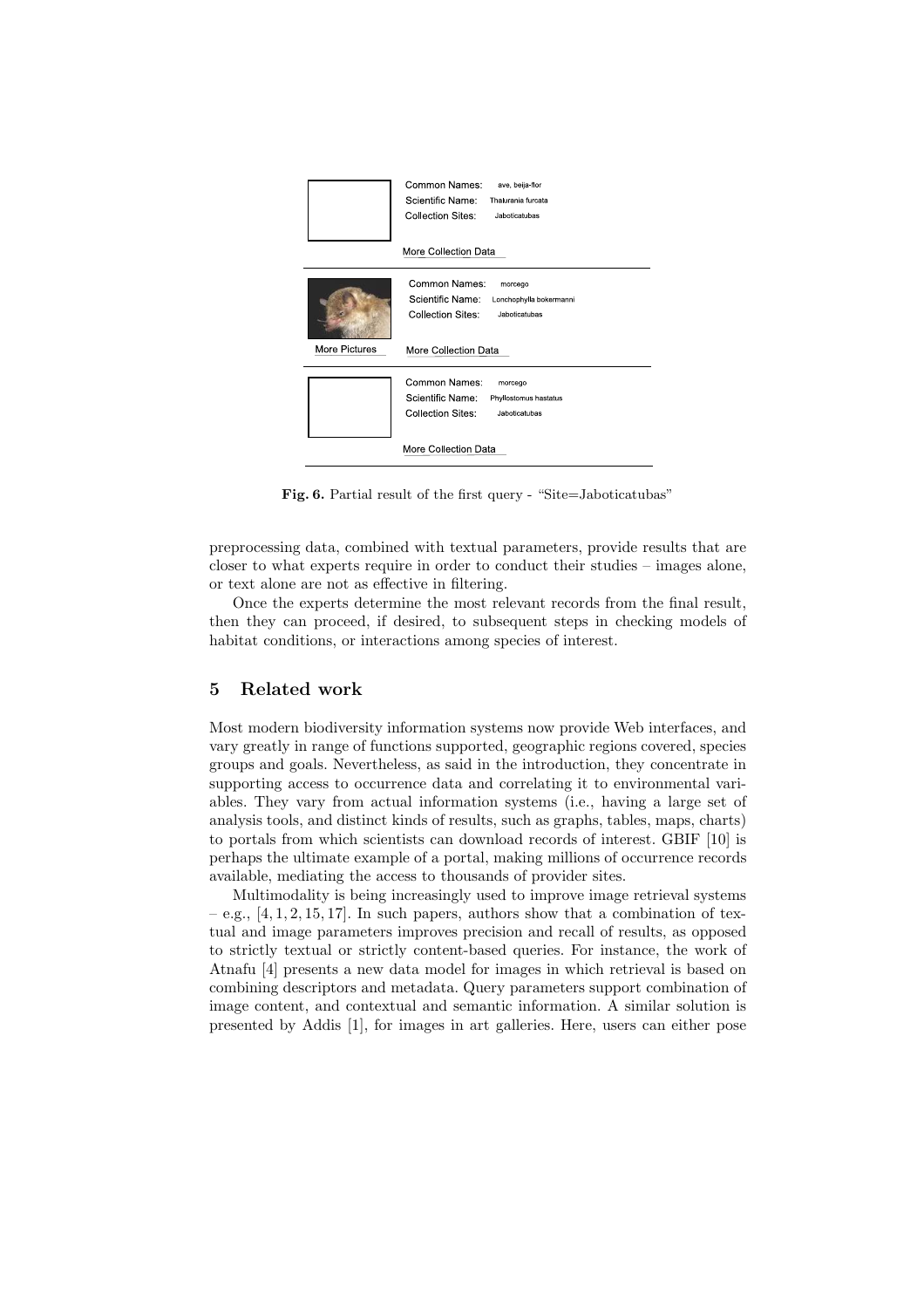Common Names: ave, beija-flor
Scientific Name: Thalurania furcata
Collection Sites: Jaboticatubas

More Collection Data

Common Names: morcego
Scientific Name: Lonchophylla bokermanni
Collection Sites: Jaboticatubas

More Pictures

More Collection Data

Common Names: morcego
Scientific Name: Phyllostomus hastatus
Collection Sites: Jaboticatubas

More Collection Data

**Fig. 6.** Partial result of the first query - "Site=Jaboticatubas"

preprocessing data, combined with textual parameters, provide results that are closer to what experts require in order to conduct their studies – images alone, or text alone are not as effective in filtering.

Once the experts determine the most relevant records from the final result, then they can proceed, if desired, to subsequent steps in checking models of habitat conditions, or interactions among species of interest.

## 5 Related work

Most modern biodiversity information systems now provide Web interfaces, and vary greatly in range of functions supported, geographic regions covered, species groups and goals. Nevertheless, as said in the introduction, they concentrate in supporting access to occurrence data and correlating it to environmental variables. They vary from actual information systems (i.e., having a large set of analysis tools, and distinct kinds of results, such as graphs, tables, maps, charts) to portals from which scientists can download records of interest. GBIF [10] is perhaps the ultimate example of a portal, making millions of occurrence records available, mediating the access to thousands of provider sites.

Multimodality is being increasingly used to improve image retrieval systems – e.g., [4, 1, 2, 15, 17]. In such papers, authors show that a combination of textual and image parameters improves precision and recall of results, as opposed to strictly textual or strictly content-based queries. For instance, the work of Atnafu [4] presents a new data model for images in which retrieval is based on combining descriptors and metadata. Query parameters support combination of image content, and contextual and semantic information. A similar solution is presented by Addis [1], for images in art galleries. Here, users can either pose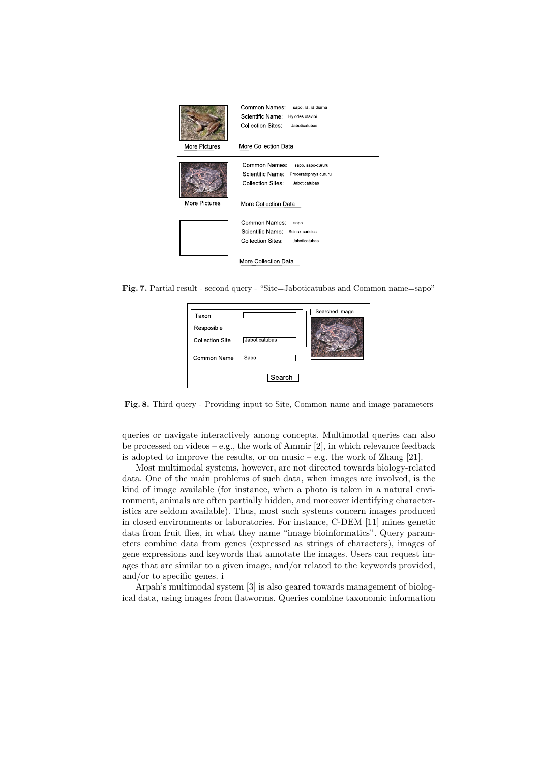Fig. 7. Partial result - second query - "Site=Jaboticatubas and Common name=sapo"

Fig. 8. Third query - Providing input to Site, Common name and image parameters

queries or navigate interactively among concepts. Multimodal queries can also be processed on videos – e.g., the work of Ammir [2], in which relevance feedback is adopted to improve the results, or on music – e.g. the work of Zhang [21].

Most multimodal systems, however, are not directed towards biology-related data. One of the main problems of such data, when images are involved, is the kind of image available (for instance, when a photo is taken in a natural environment, animals are often partially hidden, and moreover identifying characteristics are seldom available). Thus, most such systems concern images produced in closed environments or laboratories. For instance, C-DEM [11] mines genetic data from fruit flies, in what they name "image bioinformatics". Query parameters combine data from genes (expressed as strings of characters), images of gene expressions and keywords that annotate the images. Users can request images that are similar to a given image, and/or related to the keywords provided, and/or to specific genes. i

Arpah's multimodal system [3] is also geared towards management of biological data, using images from flatworms. Queries combine taxonomic information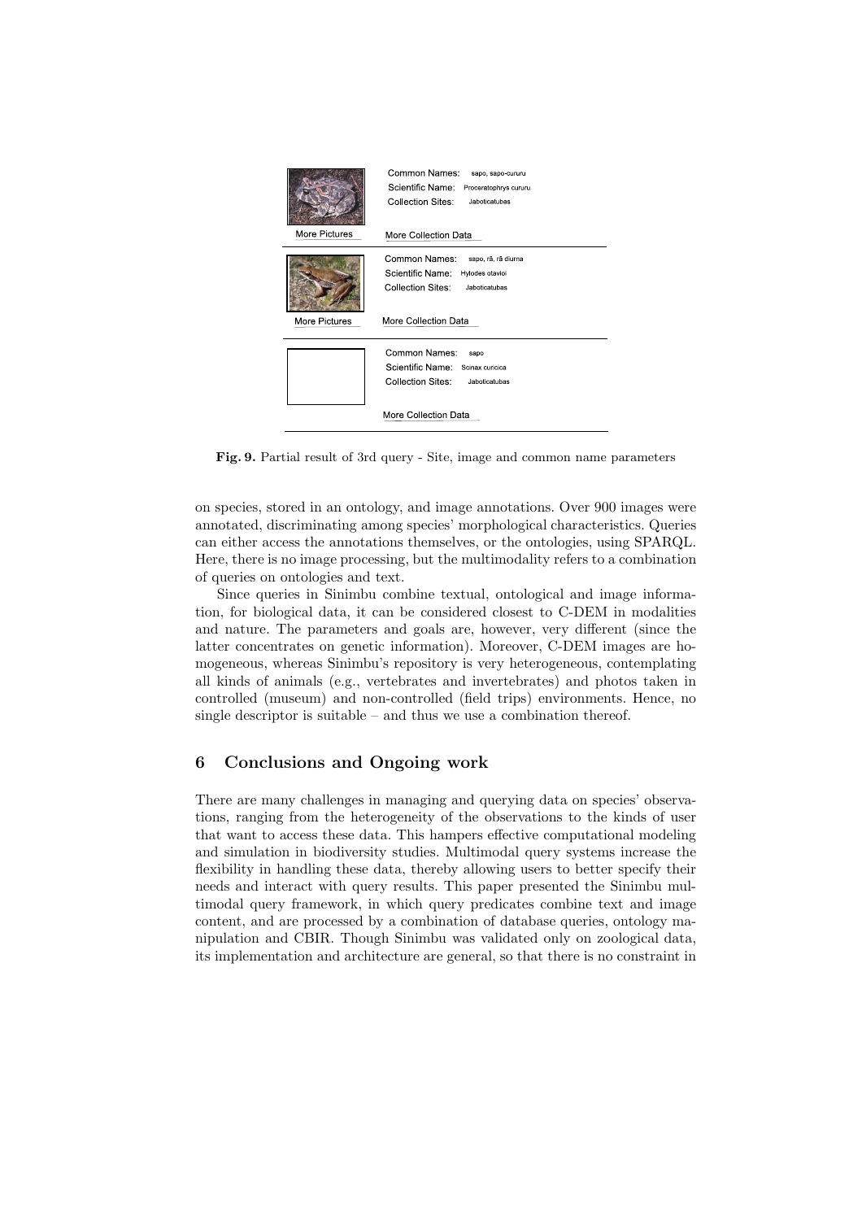| | |
|---|---|
| | Common Names: sapo, sapo-cururu<br>Scientific Name: Proceratophrys cururu<br>Collection Sites: Jaboticatubas |
| More Pictures | More Collection Data |
| | Common Names: sapo, rã, rã diurna<br>Scientific Name: Hylodes otavioi<br>Collection Sites: Jaboticatubas |
| More Pictures | More Collection Data |
| | Common Names: sapo<br>Scientific Name: Scinax curicica<br>Collection Sites: Jaboticatubas |
| | More Collection Data |

**Fig. 9.** Partial result of 3rd query - Site, image and common name parameters

on species, stored in an ontology, and image annotations. Over 900 images were annotated, discriminating among species' morphological characteristics. Queries can either access the annotations themselves, or the ontologies, using SPARQL. Here, there is no image processing, but the multimodality refers to a combination of queries on ontologies and text.

Since queries in Sinimbu combine textual, ontological and image information, for biological data, it can be considered closest to C-DEM in modalities and nature. The parameters and goals are, however, very different (since the latter concentrates on genetic information). Moreover, C-DEM images are homogeneous, whereas Sinimbu's repository is very heterogeneous, contemplating all kinds of animals (e.g., vertebrates and invertebrates) and photos taken in controlled (museum) and non-controlled (field trips) environments. Hence, no single descriptor is suitable – and thus we use a combination thereof.

## 6 Conclusions and Ongoing work

There are many challenges in managing and querying data on species' observations, ranging from the heterogeneity of the observations to the kinds of user that want to access these data. This hampers effective computational modeling and simulation in biodiversity studies. Multimodal query systems increase the flexibility in handling these data, thereby allowing users to better specify their needs and interact with query results. This paper presented the Sinimbu multimodal query framework, in which query predicates combine text and image content, and are processed by a combination of database queries, ontology manipulation and CBIR. Though Sinimbu was validated only on zoological data, its implementation and architecture are general, so that there is no constraint in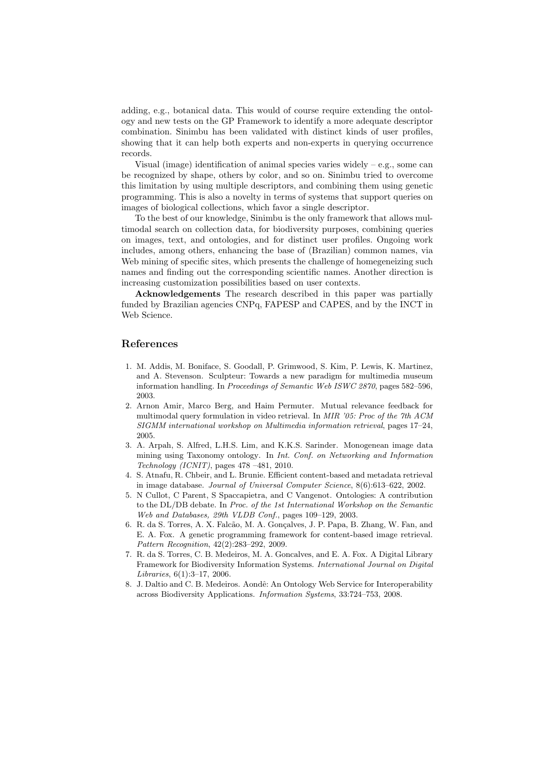adding, e.g., botanical data. This would of course require extending the ontology and new tests on the GP Framework to identify a more adequate descriptor combination. Sinimbu has been validated with distinct kinds of user profiles, showing that it can help both experts and non-experts in querying occurrence records.

Visual (image) identification of animal species varies widely – e.g., some can be recognized by shape, others by color, and so on. Sinimbu tried to overcome this limitation by using multiple descriptors, and combining them using genetic programming. This is also a novelty in terms of systems that support queries on images of biological collections, which favor a single descriptor.

To the best of our knowledge, Sinimbu is the only framework that allows multimodal search on collection data, for biodiversity purposes, combining queries on images, text, and ontologies, and for distinct user profiles. Ongoing work includes, among others, enhancing the base of (Brazilian) common names, via Web mining of specific sites, which presents the challenge of homegeneizing such names and finding out the corresponding scientific names. Another direction is increasing customization possibilities based on user contexts.

**Acknowledgements** The research described in this paper was partially funded by Brazilian agencies CNPq, FAPESP and CAPES, and by the INCT in Web Science.

## References

1. M. Addis, M. Boniface, S. Goodall, P. Grimwood, S. Kim, P. Lewis, K. Martinez, and A. Stevenson. Sculpteur: Towards a new paradigm for multimedia museum information handling. In *Proceedings of Semantic Web ISWC 2870*, pages 582–596, 2003.
2. Arnon Amir, Marco Berg, and Haim Permuter. Mutual relevance feedback for multimodal query formulation in video retrieval. In *MIR '05: Proc of the 7th ACM SIGMM international workshop on Multimedia information retrieval*, pages 17–24, 2005.
3. A. Arpah, S. Alfred, L.H.S. Lim, and K.K.S. Sarinder. Monogenean image data mining using Taxonomy ontology. In *Int. Conf. on Networking and Information Technology (ICNIT)*, pages 478 –481, 2010.
4. S. Atnafu, R. Chbeir, and L. Brunie. Efficient content-based and metadata retrieval in image database. *Journal of Universal Computer Science*, 8(6):613–622, 2002.
5. N Cullot, C Parent, S Spaccapietra, and C Vangenot. Ontologies: A contribution to the DL/DB debate. In *Proc. of the 1st International Workshop on the Semantic Web and Databases, 29th VLDB Conf.*, pages 109–129, 2003.
6. R. da S. Torres, A. X. Falcão, M. A. Gonçalves, J. P. Papa, B. Zhang, W. Fan, and E. A. Fox. A genetic programming framework for content-based image retrieval. *Pattern Recognition*, 42(2):283–292, 2009.
7. R. da S. Torres, C. B. Medeiros, M. A. Goncalves, and E. A. Fox. A Digital Library Framework for Biodiversity Information Systems. *International Journal on Digital Libraries*, 6(1):3–17, 2006.
8. J. Daltio and C. B. Medeiros. Aondê: An Ontology Web Service for Interoperability across Biodiversity Applications. *Information Systems*, 33:724–753, 2008.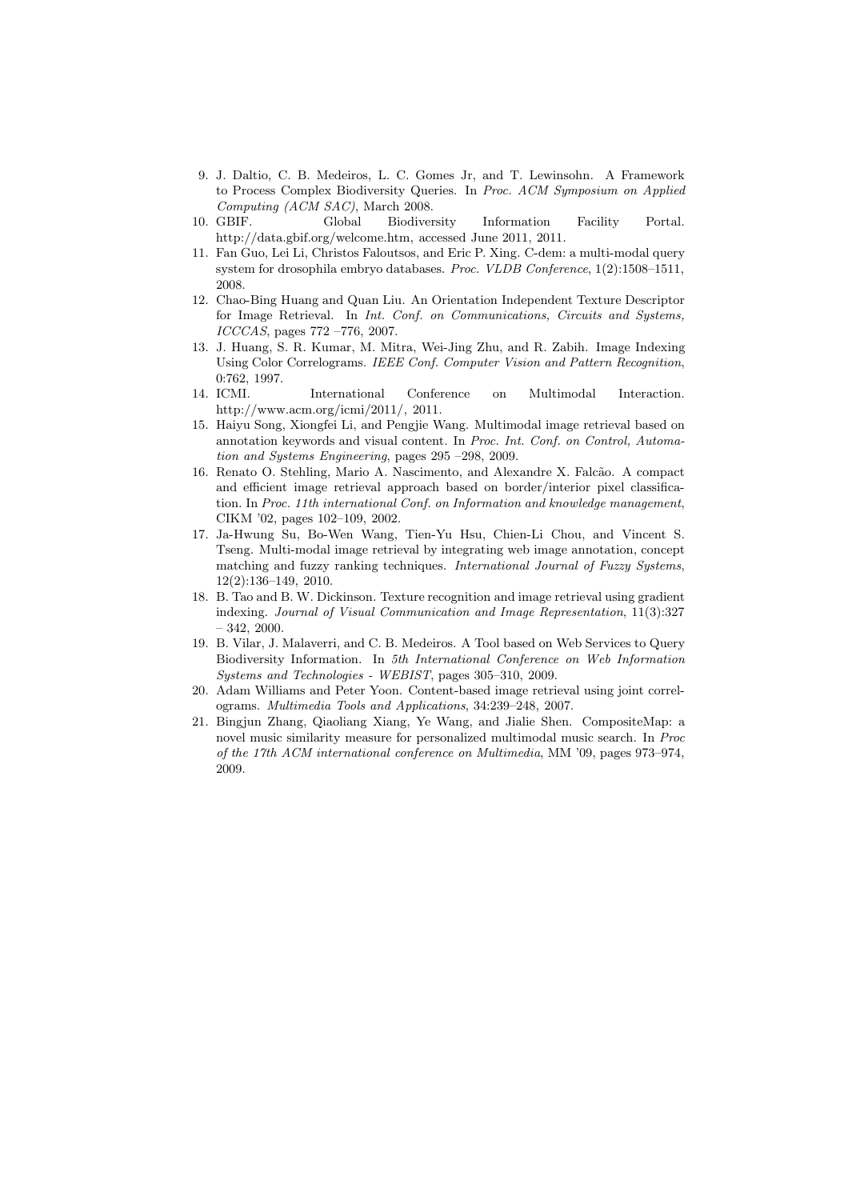9. J. Daltio, C. B. Medeiros, L. C. Gomes Jr, and T. Lewinsohn. A Framework to Process Complex Biodiversity Queries. In *Proc. ACM Symposium on Applied Computing (ACM SAC)*, March 2008.
10. GBIF. Global Biodiversity Information Facility Portal. http://data.gbif.org/welcome.htm, accessed June 2011, 2011.
11. Fan Guo, Lei Li, Christos Faloutsos, and Eric P. Xing. C-dem: a multi-modal query system for drosophila embryo databases. *Proc. VLDB Conference*, 1(2):1508–1511, 2008.
12. Chao-Bing Huang and Quan Liu. An Orientation Independent Texture Descriptor for Image Retrieval. In *Int. Conf. on Communications, Circuits and Systems, ICCCAS*, pages 772 –776, 2007.
13. J. Huang, S. R. Kumar, M. Mitra, Wei-Jing Zhu, and R. Zabih. Image Indexing Using Color Correlograms. *IEEE Conf. Computer Vision and Pattern Recognition*, 0:762, 1997.
14. ICMI. International Conference on Multimodal Interaction. http://www.acm.org/icmi/2011/, 2011.
15. Haiyu Song, Xiongfei Li, and Pengjie Wang. Multimodal image retrieval based on annotation keywords and visual content. In *Proc. Int. Conf. on Control, Automation and Systems Engineering*, pages 295 –298, 2009.
16. Renato O. Stehling, Mario A. Nascimento, and Alexandre X. Falcão. A compact and efficient image retrieval approach based on border/interior pixel classification. In *Proc. 11th international Conf. on Information and knowledge management*, CIKM '02, pages 102–109, 2002.
17. Ja-Hwung Su, Bo-Wen Wang, Tien-Yu Hsu, Chien-Li Chou, and Vincent S. Tseng. Multi-modal image retrieval by integrating web image annotation, concept matching and fuzzy ranking techniques. *International Journal of Fuzzy Systems*, 12(2):136–149, 2010.
18. B. Tao and B. W. Dickinson. Texture recognition and image retrieval using gradient indexing. *Journal of Visual Communication and Image Representation*, 11(3):327 – 342, 2000.
19. B. Vilar, J. Malaverri, and C. B. Medeiros. A Tool based on Web Services to Query Biodiversity Information. In *5th International Conference on Web Information Systems and Technologies - WEBIST*, pages 305–310, 2009.
20. Adam Williams and Peter Yoon. Content-based image retrieval using joint correlograms. *Multimedia Tools and Applications*, 34:239–248, 2007.
21. Bingjun Zhang, Qiaoliang Xiang, Ye Wang, and Jialie Shen. CompositeMap: a novel music similarity measure for personalized multimodal music search. In *Proc of the 17th ACM international conference on Multimedia*, MM '09, pages 973–974, 2009.